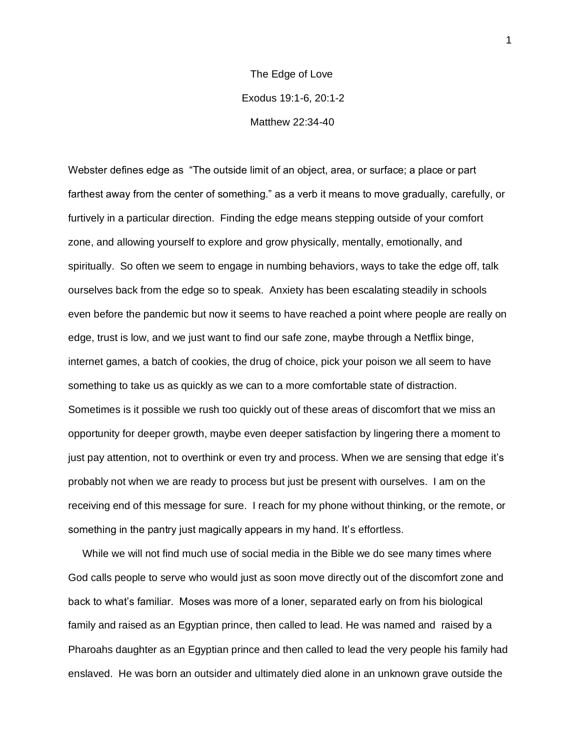# The Edge of Love

Exodus 19:1-6, 20:1-2

Matthew 22:34-40

Webster defines edge as "The outside limit of an object, area, or surface; a place or part farthest away from the center of something." as a verb it means to move gradually, carefully, or furtively in a particular direction. Finding the edge means stepping outside of your comfort zone, and allowing yourself to explore and grow physically, mentally, emotionally, and spiritually. So often we seem to engage in numbing behaviors, ways to take the edge off, talk ourselves back from the edge so to speak. Anxiety has been escalating steadily in schools even before the pandemic but now it seems to have reached a point where people are really on edge, trust is low, and we just want to find our safe zone, maybe through a Netflix binge, internet games, a batch of cookies, the drug of choice, pick your poison we all seem to have something to take us as quickly as we can to a more comfortable state of distraction. Sometimes is it possible we rush too quickly out of these areas of discomfort that we miss an opportunity for deeper growth, maybe even deeper satisfaction by lingering there a moment to just pay attention, not to overthink or even try and process. When we are sensing that edge it's probably not when we are ready to process but just be present with ourselves. I am on the receiving end of this message for sure. I reach for my phone without thinking, or the remote, or something in the pantry just magically appears in my hand. It's effortless.

While we will not find much use of social media in the Bible we do see many times where God calls people to serve who would just as soon move directly out of the discomfort zone and back to what's familiar. Moses was more of a loner, separated early on from his biological family and raised as an Egyptian prince, then called to lead. He was named and raised by a Pharoahs daughter as an Egyptian prince and then called to lead the very people his family had enslaved. He was born an outsider and ultimately died alone in an unknown grave outside the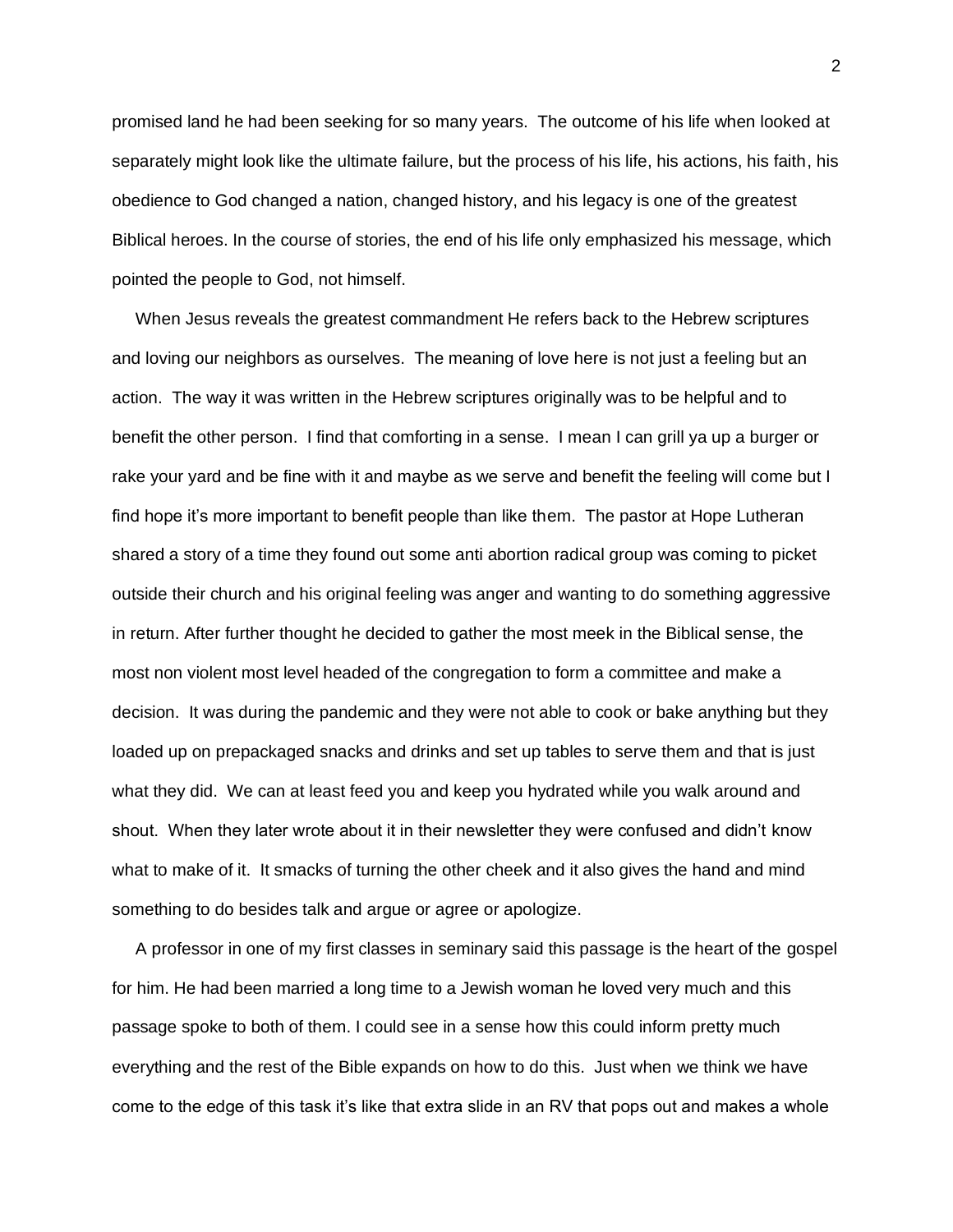promised land he had been seeking for so many years. The outcome of his life when looked at separately might look like the ultimate failure, but the process of his life, his actions, his faith, his obedience to God changed a nation, changed history, and his legacy is one of the greatest Biblical heroes. In the course of stories, the end of his life only emphasized his message, which pointed the people to God, not himself.

When Jesus reveals the greatest commandment He refers back to the Hebrew scriptures and loving our neighbors as ourselves. The meaning of love here is not just a feeling but an action. The way it was written in the Hebrew scriptures originally was to be helpful and to benefit the other person. I find that comforting in a sense. I mean I can grill ya up a burger or rake your yard and be fine with it and maybe as we serve and benefit the feeling will come but I find hope it's more important to benefit people than like them. The pastor at Hope Lutheran shared a story of a time they found out some anti abortion radical group was coming to picket outside their church and his original feeling was anger and wanting to do something aggressive in return. After further thought he decided to gather the most meek in the Biblical sense, the most non violent most level headed of the congregation to form a committee and make a decision. It was during the pandemic and they were not able to cook or bake anything but they loaded up on prepackaged snacks and drinks and set up tables to serve them and that is just what they did. We can at least feed you and keep you hydrated while you walk around and shout. When they later wrote about it in their newsletter they were confused and didn't know what to make of it. It smacks of turning the other cheek and it also gives the hand and mind something to do besides talk and argue or agree or apologize.

A professor in one of my first classes in seminary said this passage is the heart of the gospel for him. He had been married a long time to a Jewish woman he loved very much and this passage spoke to both of them. I could see in a sense how this could inform pretty much everything and the rest of the Bible expands on how to do this. Just when we think we have come to the edge of this task it's like that extra slide in an RV that pops out and makes a whole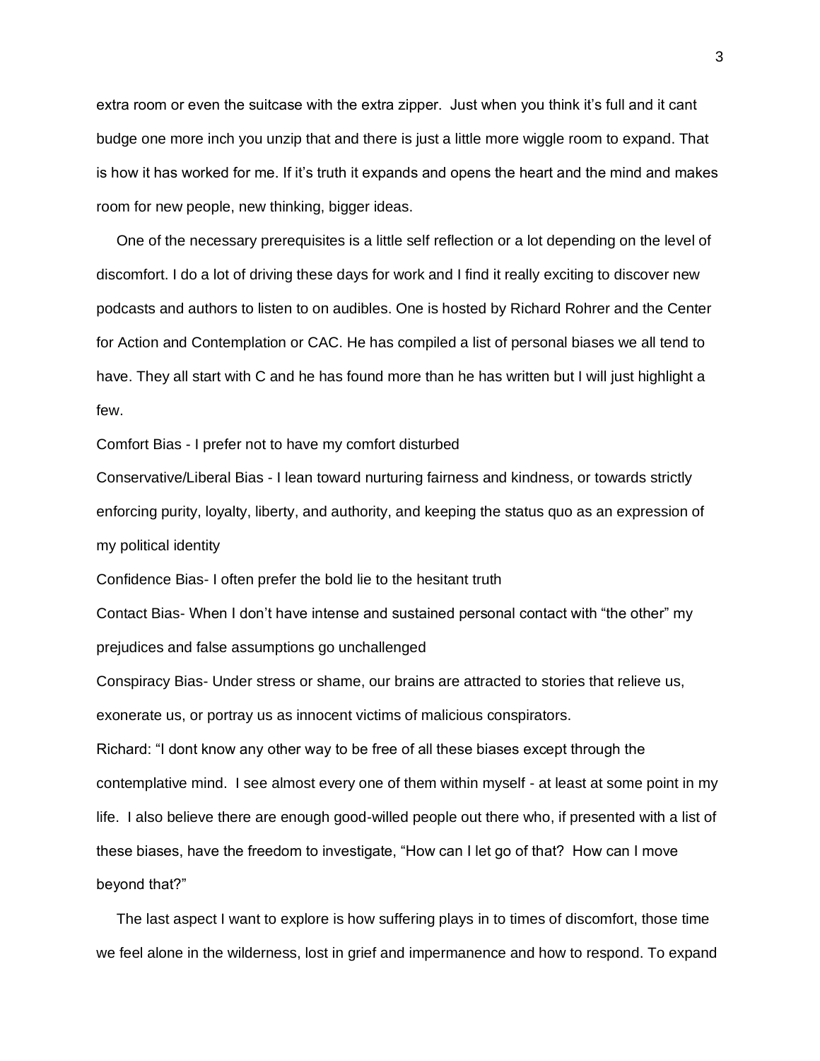extra room or even the suitcase with the extra zipper. Just when you think it's full and it cant budge one more inch you unzip that and there is just a little more wiggle room to expand. That is how it has worked for me. If it's truth it expands and opens the heart and the mind and makes room for new people, new thinking, bigger ideas.

One of the necessary prerequisites is a little self reflection or a lot depending on the level of discomfort. I do a lot of driving these days for work and I find it really exciting to discover new podcasts and authors to listen to on audibles. One is hosted by Richard Rohrer and the Center for Action and Contemplation or CAC. He has compiled a list of personal biases we all tend to have. They all start with C and he has found more than he has written but I will just highlight a few.

Comfort Bias - I prefer not to have my comfort disturbed

Conservative/Liberal Bias - I lean toward nurturing fairness and kindness, or towards strictly enforcing purity, loyalty, liberty, and authority, and keeping the status quo as an expression of my political identity

Confidence Bias- I often prefer the bold lie to the hesitant truth

Contact Bias- When I don't have intense and sustained personal contact with "the other" my prejudices and false assumptions go unchallenged

Conspiracy Bias- Under stress or shame, our brains are attracted to stories that relieve us, exonerate us, or portray us as innocent victims of malicious conspirators.

Richard: "I dont know any other way to be free of all these biases except through the contemplative mind. I see almost every one of them within myself - at least at some point in my life. I also believe there are enough good-willed people out there who, if presented with a list of these biases, have the freedom to investigate, "How can I let go of that? How can I move beyond that?"

The last aspect I want to explore is how suffering plays in to times of discomfort, those time we feel alone in the wilderness, lost in grief and impermanence and how to respond. To expand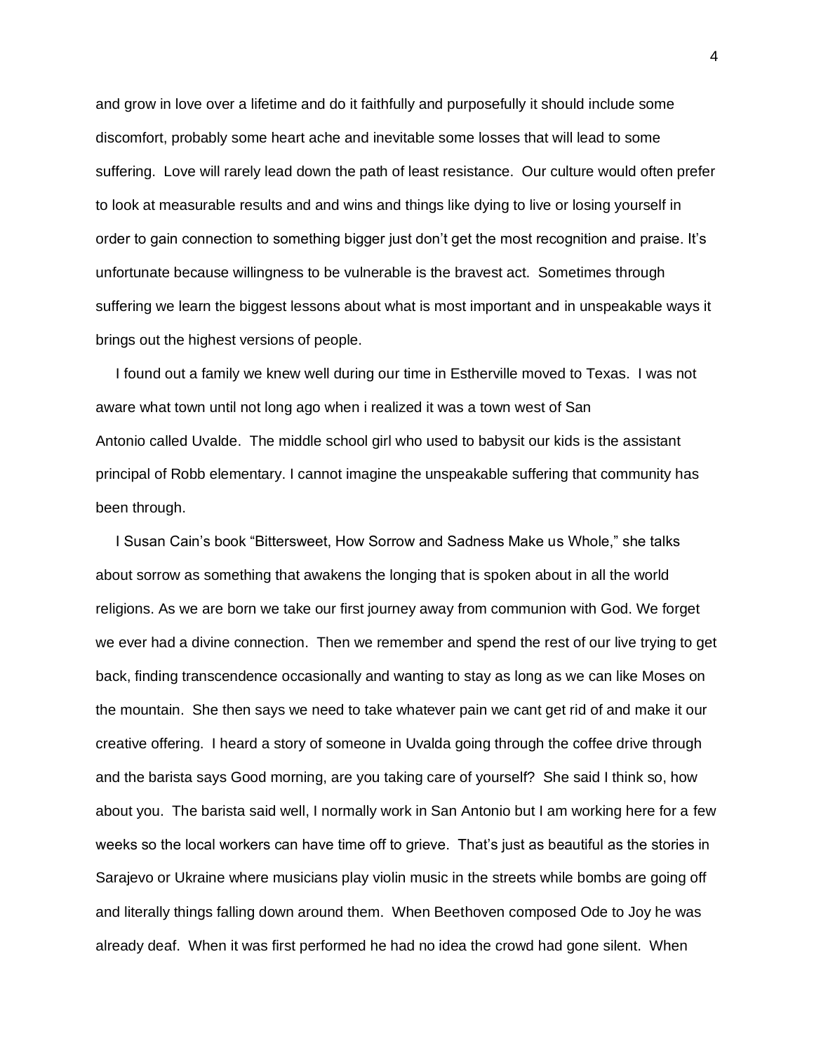and grow in love over a lifetime and do it faithfully and purposefully it should include some discomfort, probably some heart ache and inevitable some losses that will lead to some suffering. Love will rarely lead down the path of least resistance. Our culture would often prefer to look at measurable results and and wins and things like dying to live or losing yourself in order to gain connection to something bigger just don't get the most recognition and praise. It's unfortunate because willingness to be vulnerable is the bravest act. Sometimes through suffering we learn the biggest lessons about what is most important and in unspeakable ways it brings out the highest versions of people.

I found out a family we knew well during our time in Estherville moved to Texas. I was not aware what town until not long ago when i realized it was a town west of San Antonio called Uvalde. The middle school girl who used to babysit our kids is the assistant principal of Robb elementary. I cannot imagine the unspeakable suffering that community has been through.

I Susan Cain's book "Bittersweet, How Sorrow and Sadness Make us Whole," she talks about sorrow as something that awakens the longing that is spoken about in all the world religions. As we are born we take our first journey away from communion with God. We forget we ever had a divine connection. Then we remember and spend the rest of our live trying to get back, finding transcendence occasionally and wanting to stay as long as we can like Moses on the mountain. She then says we need to take whatever pain we cant get rid of and make it our creative offering. I heard a story of someone in Uvalda going through the coffee drive through and the barista says Good morning, are you taking care of yourself? She said I think so, how about you. The barista said well, I normally work in San Antonio but I am working here for a few weeks so the local workers can have time off to grieve. That's just as beautiful as the stories in Sarajevo or Ukraine where musicians play violin music in the streets while bombs are going off and literally things falling down around them. When Beethoven composed Ode to Joy he was already deaf. When it was first performed he had no idea the crowd had gone silent. When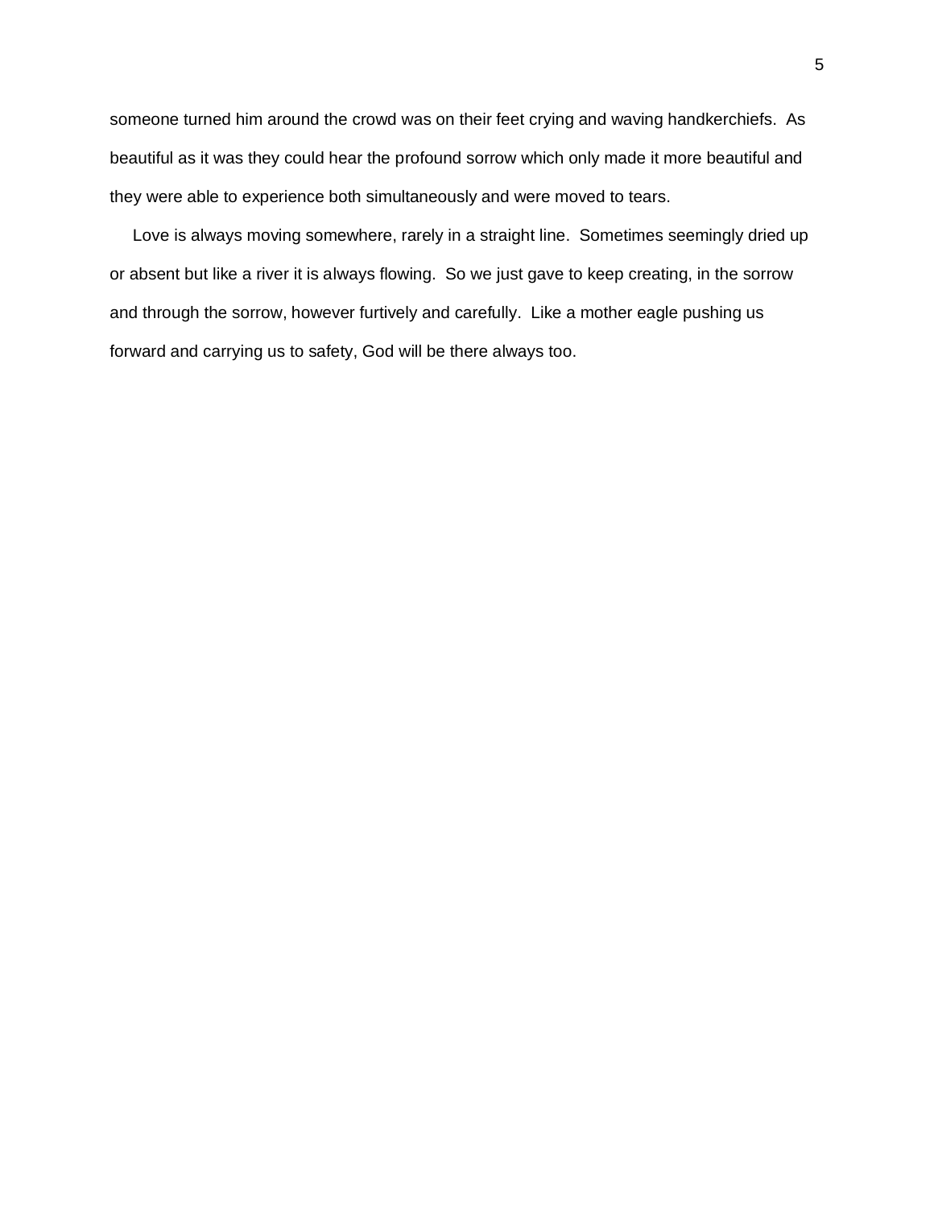someone turned him around the crowd was on their feet crying and waving handkerchiefs. As beautiful as it was they could hear the profound sorrow which only made it more beautiful and they were able to experience both simultaneously and were moved to tears.

Love is always moving somewhere, rarely in a straight line. Sometimes seemingly dried up or absent but like a river it is always flowing. So we just gave to keep creating, in the sorrow and through the sorrow, however furtively and carefully. Like a mother eagle pushing us forward and carrying us to safety, God will be there always too.